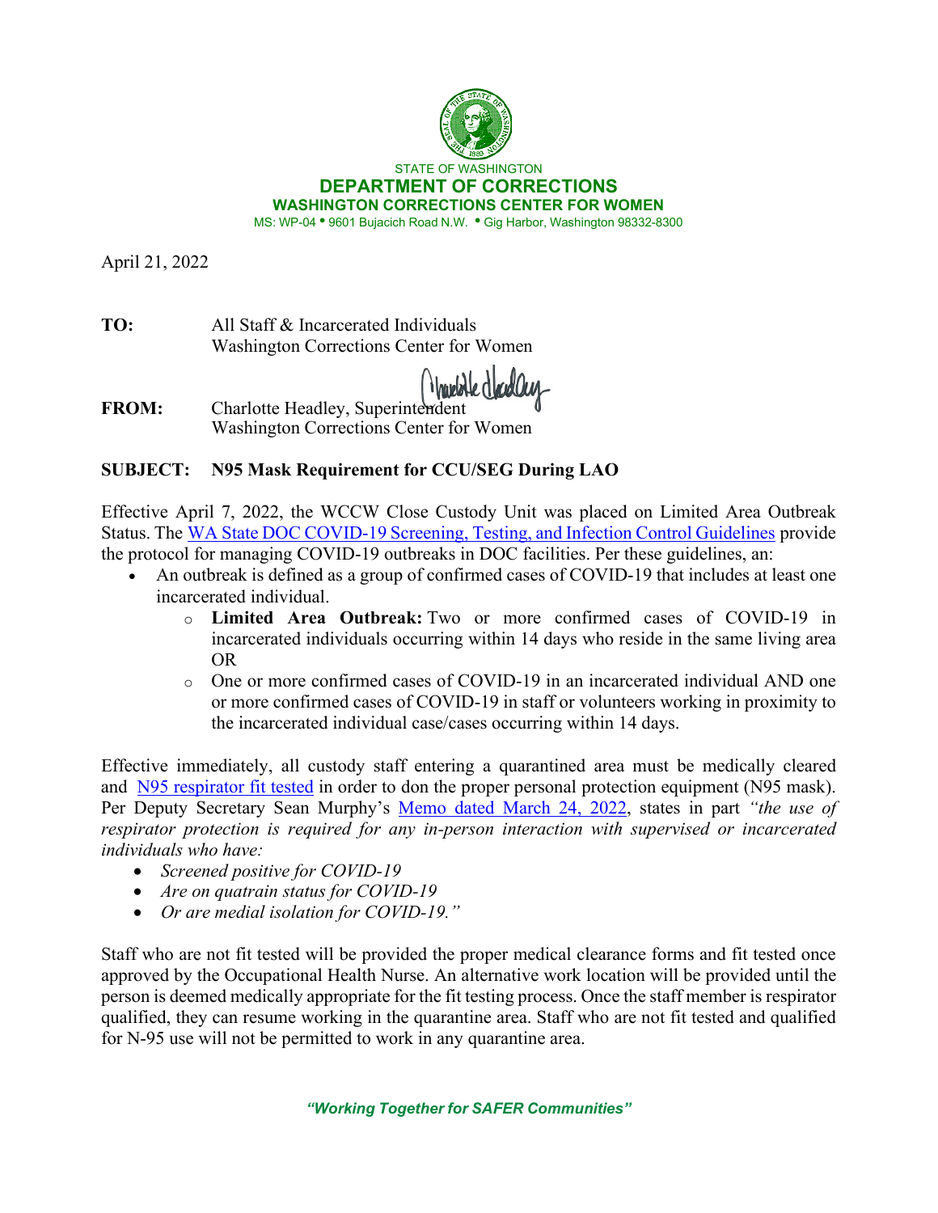STATE OF WASHINGTON

**DEPARTMENT OF CORRECTIONS**

**WASHINGTON CORRECTIONS CENTER FOR WOMEN**

MS: WP-04 • 9601 Bujacich Road N.W. • Gig Harbor, Washington 98332-8300

April 21, 2022

**TO:** All Staff & Incarcerated Individuals
Washington Corrections Center for Women

**FROM:** Charlotte Headley, Superintendent
Washington Corrections Center for Women

**SUBJECT: N95 Mask Requirement for CCU/SEG During LAO**

Effective April 7, 2022, the WCCW Close Custody Unit was placed on Limited Area Outbreak Status. The WA State DOC COVID-19 Screening, Testing, and Infection Control Guidelines provide the protocol for managing COVID-19 outbreaks in DOC facilities. Per these guidelines, an:

- An outbreak is defined as a group of confirmed cases of COVID-19 that includes at least one incarcerated individual.
  - **Limited Area Outbreak:** Two or more confirmed cases of COVID-19 in incarcerated individuals occurring within 14 days who reside in the same living area OR
  - One or more confirmed cases of COVID-19 in an incarcerated individual AND one or more confirmed cases of COVID-19 in staff or volunteers working in proximity to the incarcerated individual case/cases occurring within 14 days.

Effective immediately, all custody staff entering a quarantined area must be medically cleared and N95 respirator fit tested in order to don the proper personal protection equipment (N95 mask). Per Deputy Secretary Sean Murphy's Memo dated March 24, 2022, states in part *"the use of respirator protection is required for any in-person interaction with supervised or incarcerated individuals who have:*

- *Screened positive for COVID-19*
- *Are on quatrain status for COVID-19*
- *Or are medial isolation for COVID-19."*

Staff who are not fit tested will be provided the proper medical clearance forms and fit tested once approved by the Occupational Health Nurse. An alternative work location will be provided until the person is deemed medically appropriate for the fit testing process. Once the staff member is respirator qualified, they can resume working in the quarantine area. Staff who are not fit tested and qualified for N-95 use will not be permitted to work in any quarantine area.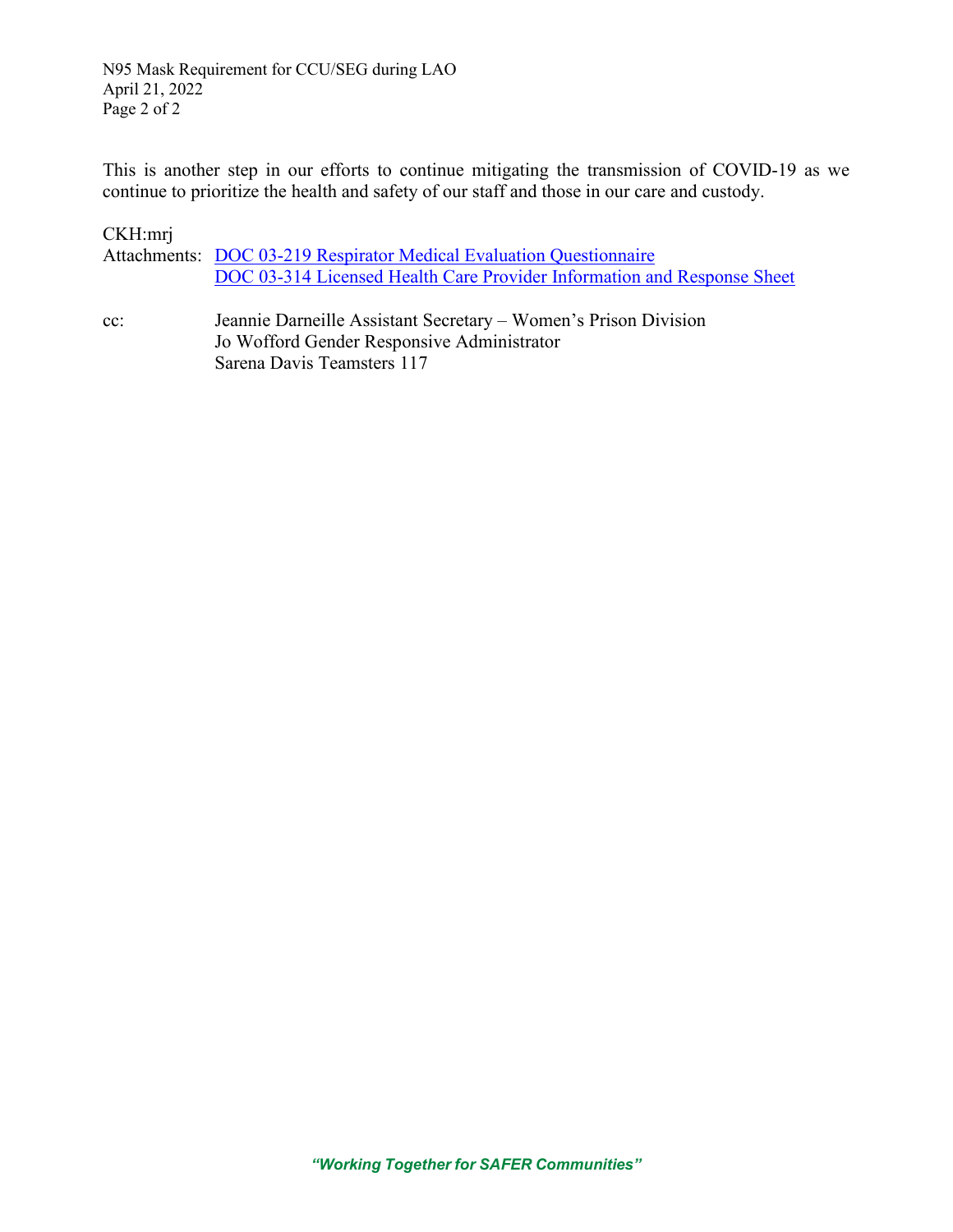This is another step in our efforts to continue mitigating the transmission of COVID-19 as we continue to prioritize the health and safety of our staff and those in our care and custody.

CKH:mrj

Attachments: DOC 03-219 Respirator Medical Evaluation Questionnaire
DOC 03-314 Licensed Health Care Provider Information and Response Sheet

cc: Jeannie Darneille Assistant Secretary – Women's Prison Division
Jo Wofford Gender Responsive Administrator
Sarena Davis Teamsters 117

***"Working Together for SAFER Communities"***